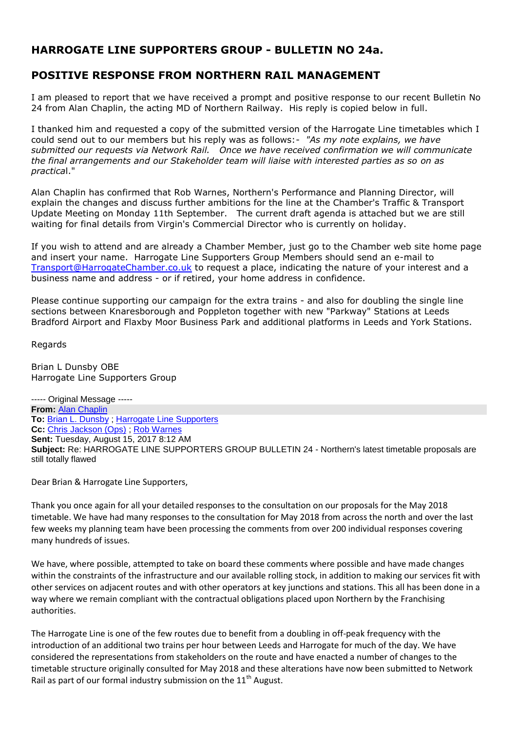## HARROGATE LINE SUPPORTERS GROUP - BULLETIN NO 24a.

## POSITIVE RESPONSE FROM NORTHERN RAIL MANAGEMENT

I am pleased to report that we have received a prompt and positive response to our recent Bulletin No 24 from Alan Chaplin, the acting MD of Northern Railway. His reply is copied below in full.

I thanked him and requested a copy of the submitted version of the Harrogate Line timetables which I could send out to our members but his reply was as follows:- *"As my note explains, we have submitted our requests via Network Rail. Once we have received confirmation we will communicate the final arrangements and our Stakeholder team will liaise with interested parties as so on as practica*l."

Alan Chaplin has confirmed that Rob Warnes, Northern's Performance and Planning Director, will explain the changes and discuss further ambitions for the line at the Chamber's Traffic & Transport Update Meeting on Monday 11th September. The current draft agenda is attached but we are still waiting for final details from Virgin's Commercial Director who is currently on holiday.

If you wish to attend and are already a Chamber Member, just go to the Chamber web site home page and insert your name. Harrogate Line Supporters Group Members should send an e-mail to Transport@HarrogateChamber.co.uk to request a place, indicating the nature of your interest and a business name and address - or if retired, your home address in confidence.

Please continue supporting our campaign for the extra trains - and also for doubling the single line sections between Knaresborough and Poppleton together with new "Parkway" Stations at Leeds Bradford Airport and Flaxby Moor Business Park and additional platforms in Leeds and York Stations.

Regards

Brian L Dunsby OBE
Harrogate Line Supporters Group

----- Original Message -----
**From:** Alan Chaplin
**To:** Brian L. Dunsby ; Harrogate Line Supporters
**Cc:** Chris Jackson (Ops) ; Rob Warnes
**Sent:** Tuesday, August 15, 2017 8:12 AM
**Subject:** Re: HARROGATE LINE SUPPORTERS GROUP BULLETIN 24 - Northern's latest timetable proposals are still totally flawed

Dear Brian & Harrogate Line Supporters,

Thank you once again for all your detailed responses to the consultation on our proposals for the May 2018 timetable. We have had many responses to the consultation for May 2018 from across the north and over the last few weeks my planning team have been processing the comments from over 200 individual responses covering many hundreds of issues.

We have, where possible, attempted to take on board these comments where possible and have made changes within the constraints of the infrastructure and our available rolling stock, in addition to making our services fit with other services on adjacent routes and with other operators at key junctions and stations. This all has been done in a way where we remain compliant with the contractual obligations placed upon Northern by the Franchising authorities.

The Harrogate Line is one of the few routes due to benefit from a doubling in off-peak frequency with the introduction of an additional two trains per hour between Leeds and Harrogate for much of the day. We have considered the representations from stakeholders on the route and have enacted a number of changes to the timetable structure originally consulted for May 2018 and these alterations have now been submitted to Network Rail as part of our formal industry submission on the 11th August.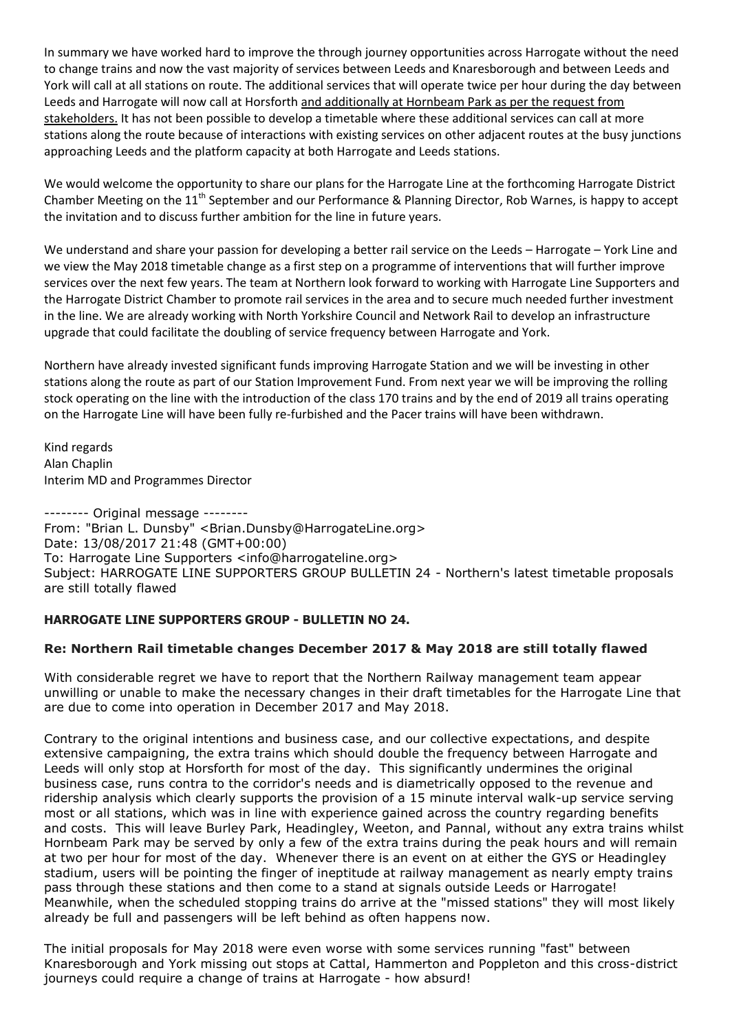In summary we have worked hard to improve the through journey opportunities across Harrogate without the need to change trains and now the vast majority of services between Leeds and Knaresborough and between Leeds and York will call at all stations on route. The additional services that will operate twice per hour during the day between Leeds and Harrogate will now call at Horsforth and additionally at Hornbeam Park as per the request from stakeholders. It has not been possible to develop a timetable where these additional services can call at more stations along the route because of interactions with existing services on other adjacent routes at the busy junctions approaching Leeds and the platform capacity at both Harrogate and Leeds stations.

We would welcome the opportunity to share our plans for the Harrogate Line at the forthcoming Harrogate District Chamber Meeting on the 11th September and our Performance & Planning Director, Rob Warnes, is happy to accept the invitation and to discuss further ambition for the line in future years.

We understand and share your passion for developing a better rail service on the Leeds – Harrogate – York Line and we view the May 2018 timetable change as a first step on a programme of interventions that will further improve services over the next few years. The team at Northern look forward to working with Harrogate Line Supporters and the Harrogate District Chamber to promote rail services in the area and to secure much needed further investment in the line. We are already working with North Yorkshire Council and Network Rail to develop an infrastructure upgrade that could facilitate the doubling of service frequency between Harrogate and York.

Northern have already invested significant funds improving Harrogate Station and we will be investing in other stations along the route as part of our Station Improvement Fund. From next year we will be improving the rolling stock operating on the line with the introduction of the class 170 trains and by the end of 2019 all trains operating on the Harrogate Line will have been fully re-furbished and the Pacer trains will have been withdrawn.

Kind regards
Alan Chaplin
Interim MD and Programmes Director

-------- Original message --------
From: "Brian L. Dunsby" <Brian.Dunsby@HarrogateLine.org>
Date: 13/08/2017 21:48 (GMT+00:00)
To: Harrogate Line Supporters <info@harrogateline.org>
Subject: HARROGATE LINE SUPPORTERS GROUP BULLETIN 24 - Northern's latest timetable proposals are still totally flawed

**HARROGATE LINE SUPPORTERS GROUP - BULLETIN NO 24.**

**Re: Northern Rail timetable changes December 2017 & May 2018 are still totally flawed**

With considerable regret we have to report that the Northern Railway management team appear unwilling or unable to make the necessary changes in their draft timetables for the Harrogate Line that are due to come into operation in December 2017 and May 2018.

Contrary to the original intentions and business case, and our collective expectations, and despite extensive campaigning, the extra trains which should double the frequency between Harrogate and Leeds will only stop at Horsforth for most of the day. This significantly undermines the original business case, runs contra to the corridor's needs and is diametrically opposed to the revenue and ridership analysis which clearly supports the provision of a 15 minute interval walk-up service serving most or all stations, which was in line with experience gained across the country regarding benefits and costs. This will leave Burley Park, Headingley, Weeton, and Pannal, without any extra trains whilst Hornbeam Park may be served by only a few of the extra trains during the peak hours and will remain at two per hour for most of the day. Whenever there is an event on at either the GYS or Headingley stadium, users will be pointing the finger of ineptitude at railway management as nearly empty trains pass through these stations and then come to a stand at signals outside Leeds or Harrogate! Meanwhile, when the scheduled stopping trains do arrive at the "missed stations" they will most likely already be full and passengers will be left behind as often happens now.

The initial proposals for May 2018 were even worse with some services running "fast" between Knaresborough and York missing out stops at Cattal, Hammerton and Poppleton and this cross-district journeys could require a change of trains at Harrogate - how absurd!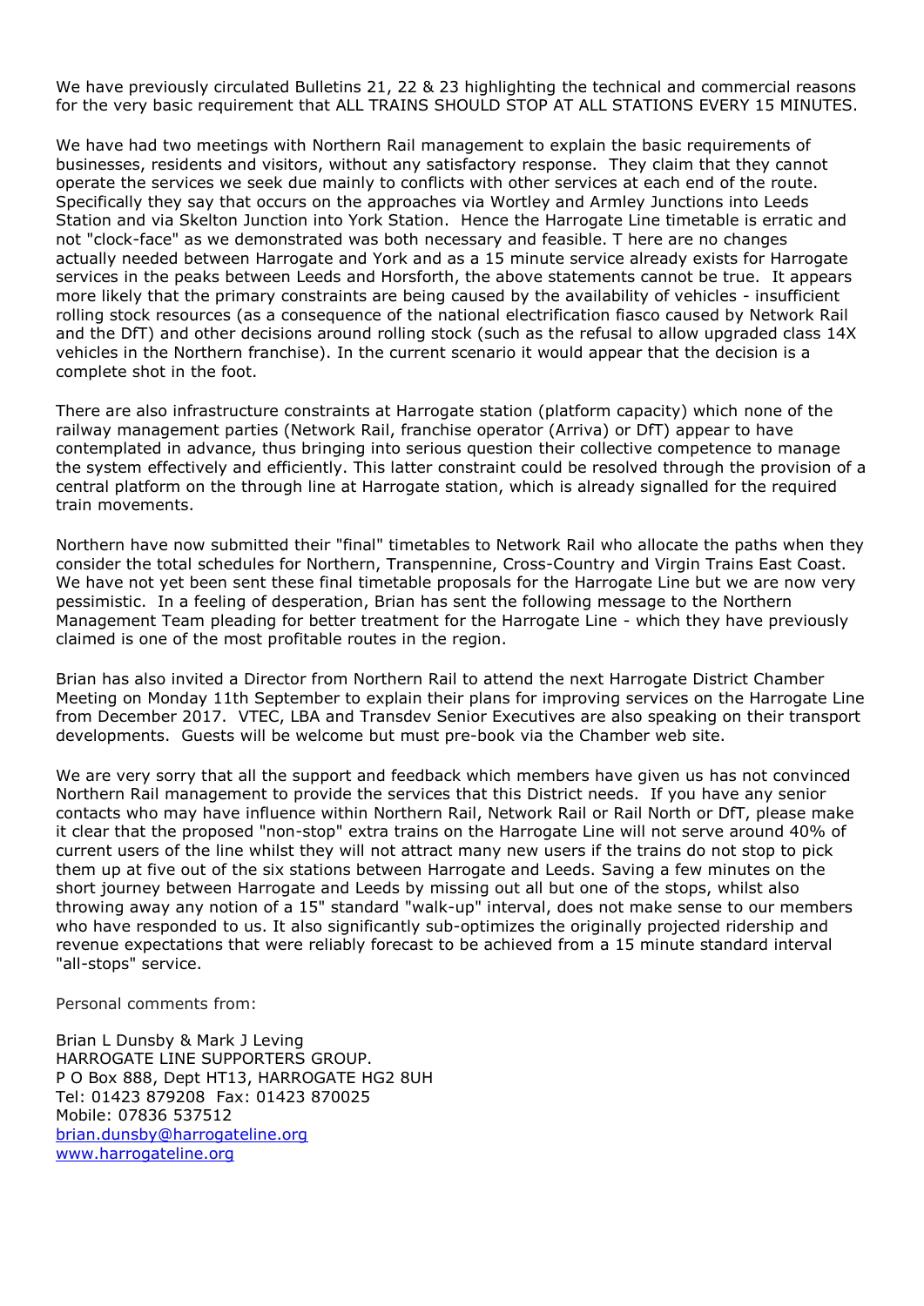We have previously circulated Bulletins 21, 22 & 23 highlighting the technical and commercial reasons for the very basic requirement that ALL TRAINS SHOULD STOP AT ALL STATIONS EVERY 15 MINUTES.

We have had two meetings with Northern Rail management to explain the basic requirements of businesses, residents and visitors, without any satisfactory response. They claim that they cannot operate the services we seek due mainly to conflicts with other services at each end of the route. Specifically they say that occurs on the approaches via Wortley and Armley Junctions into Leeds Station and via Skelton Junction into York Station. Hence the Harrogate Line timetable is erratic and not "clock-face" as we demonstrated was both necessary and feasible. T here are no changes actually needed between Harrogate and York and as a 15 minute service already exists for Harrogate services in the peaks between Leeds and Horsforth, the above statements cannot be true. It appears more likely that the primary constraints are being caused by the availability of vehicles - insufficient rolling stock resources (as a consequence of the national electrification fiasco caused by Network Rail and the DfT) and other decisions around rolling stock (such as the refusal to allow upgraded class 14X vehicles in the Northern franchise). In the current scenario it would appear that the decision is a complete shot in the foot.

There are also infrastructure constraints at Harrogate station (platform capacity) which none of the railway management parties (Network Rail, franchise operator (Arriva) or DfT) appear to have contemplated in advance, thus bringing into serious question their collective competence to manage the system effectively and efficiently. This latter constraint could be resolved through the provision of a central platform on the through line at Harrogate station, which is already signalled for the required train movements.

Northern have now submitted their "final" timetables to Network Rail who allocate the paths when they consider the total schedules for Northern, Transpennine, Cross-Country and Virgin Trains East Coast. We have not yet been sent these final timetable proposals for the Harrogate Line but we are now very pessimistic. In a feeling of desperation, Brian has sent the following message to the Northern Management Team pleading for better treatment for the Harrogate Line - which they have previously claimed is one of the most profitable routes in the region.

Brian has also invited a Director from Northern Rail to attend the next Harrogate District Chamber Meeting on Monday 11th September to explain their plans for improving services on the Harrogate Line from December 2017. VTEC, LBA and Transdev Senior Executives are also speaking on their transport developments. Guests will be welcome but must pre-book via the Chamber web site.

We are very sorry that all the support and feedback which members have given us has not convinced Northern Rail management to provide the services that this District needs. If you have any senior contacts who may have influence within Northern Rail, Network Rail or Rail North or DfT, please make it clear that the proposed "non-stop" extra trains on the Harrogate Line will not serve around 40% of current users of the line whilst they will not attract many new users if the trains do not stop to pick them up at five out of the six stations between Harrogate and Leeds. Saving a few minutes on the short journey between Harrogate and Leeds by missing out all but one of the stops, whilst also throwing away any notion of a 15" standard "walk-up" interval, does not make sense to our members who have responded to us. It also significantly sub-optimizes the originally projected ridership and revenue expectations that were reliably forecast to be achieved from a 15 minute standard interval "all-stops" service.

Personal comments from:

Brian L Dunsby & Mark J Leving
HARROGATE LINE SUPPORTERS GROUP.
P O Box 888, Dept HT13, HARROGATE HG2 8UH
Tel: 01423 879208 Fax: 01423 870025
Mobile: 07836 537512
brian.dunsby@harrogateline.org
www.harrogateline.org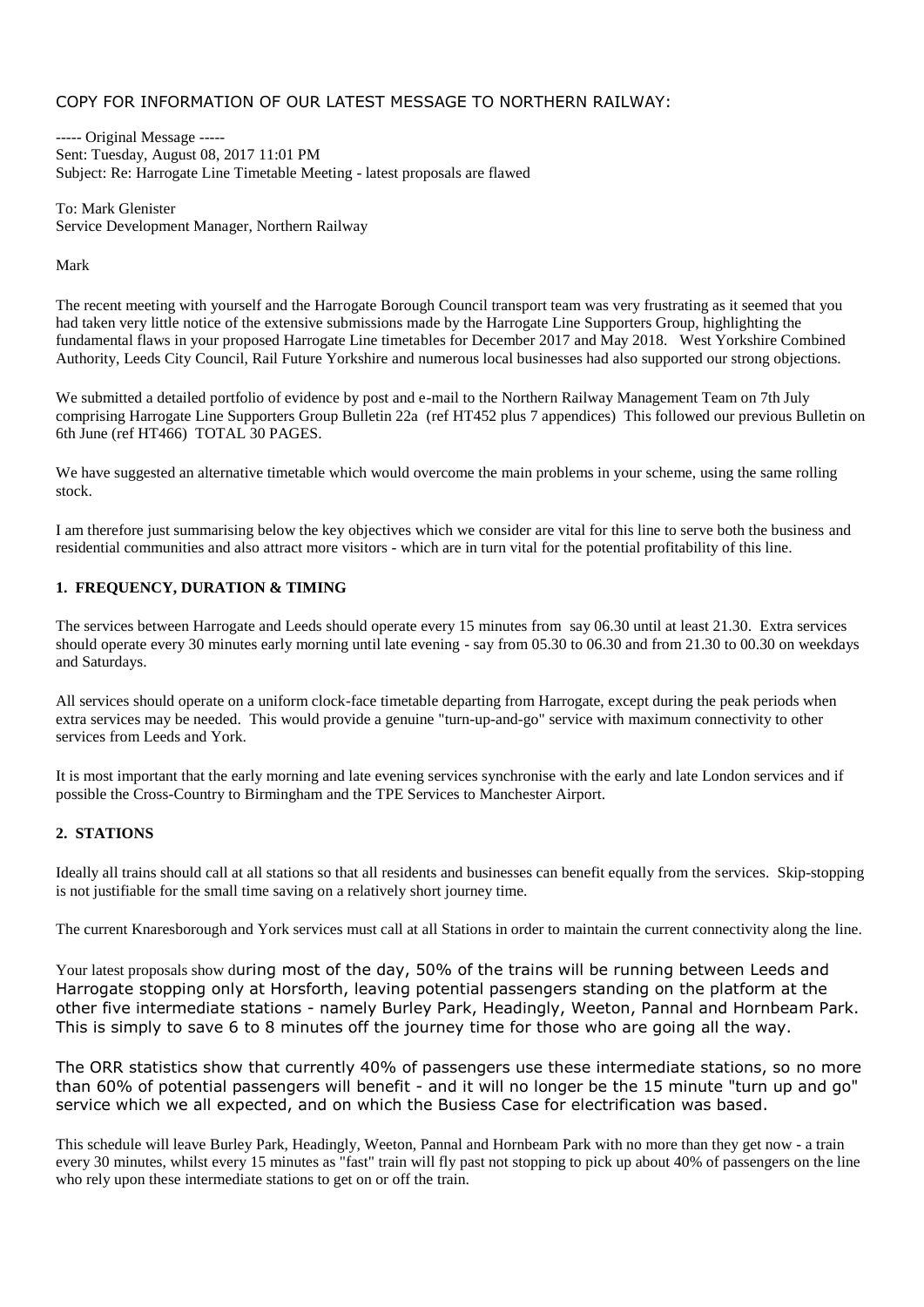COPY FOR INFORMATION OF OUR LATEST MESSAGE TO NORTHERN RAILWAY:

----- Original Message -----
Sent: Tuesday, August 08, 2017 11:01 PM
Subject: Re: Harrogate Line Timetable Meeting - latest proposals are flawed

To: Mark Glenister
Service Development Manager, Northern Railway

Mark

The recent meeting with yourself and the Harrogate Borough Council transport team was very frustrating as it seemed that you had taken very little notice of the extensive submissions made by the Harrogate Line Supporters Group, highlighting the fundamental flaws in your proposed Harrogate Line timetables for December 2017 and May 2018. West Yorkshire Combined Authority, Leeds City Council, Rail Future Yorkshire and numerous local businesses had also supported our strong objections.

We submitted a detailed portfolio of evidence by post and e-mail to the Northern Railway Management Team on 7th July comprising Harrogate Line Supporters Group Bulletin 22a (ref HT452 plus 7 appendices) This followed our previous Bulletin on 6th June (ref HT466) TOTAL 30 PAGES.

We have suggested an alternative timetable which would overcome the main problems in your scheme, using the same rolling stock.

I am therefore just summarising below the key objectives which we consider are vital for this line to serve both the business and residential communities and also attract more visitors - which are in turn vital for the potential profitability of this line.

**1. FREQUENCY, DURATION & TIMING**

The services between Harrogate and Leeds should operate every 15 minutes from say 06.30 until at least 21.30. Extra services should operate every 30 minutes early morning until late evening - say from 05.30 to 06.30 and from 21.30 to 00.30 on weekdays and Saturdays.

All services should operate on a uniform clock-face timetable departing from Harrogate, except during the peak periods when extra services may be needed. This would provide a genuine "turn-up-and-go" service with maximum connectivity to other services from Leeds and York.

It is most important that the early morning and late evening services synchronise with the early and late London services and if possible the Cross-Country to Birmingham and the TPE Services to Manchester Airport.

**2. STATIONS**

Ideally all trains should call at all stations so that all residents and businesses can benefit equally from the services. Skip-stopping is not justifiable for the small time saving on a relatively short journey time.

The current Knaresborough and York services must call at all Stations in order to maintain the current connectivity along the line.

Your latest proposals show during most of the day, 50% of the trains will be running between Leeds and Harrogate stopping only at Horsforth, leaving potential passengers standing on the platform at the other five intermediate stations - namely Burley Park, Headingly, Weeton, Pannal and Hornbeam Park. This is simply to save 6 to 8 minutes off the journey time for those who are going all the way.

The ORR statistics show that currently 40% of passengers use these intermediate stations, so no more than 60% of potential passengers will benefit - and it will no longer be the 15 minute "turn up and go" service which we all expected, and on which the Busiess Case for electrification was based.

This schedule will leave Burley Park, Headingly, Weeton, Pannal and Hornbeam Park with no more than they get now - a train every 30 minutes, whilst every 15 minutes as "fast" train will fly past not stopping to pick up about 40% of passengers on the line who rely upon these intermediate stations to get on or off the train.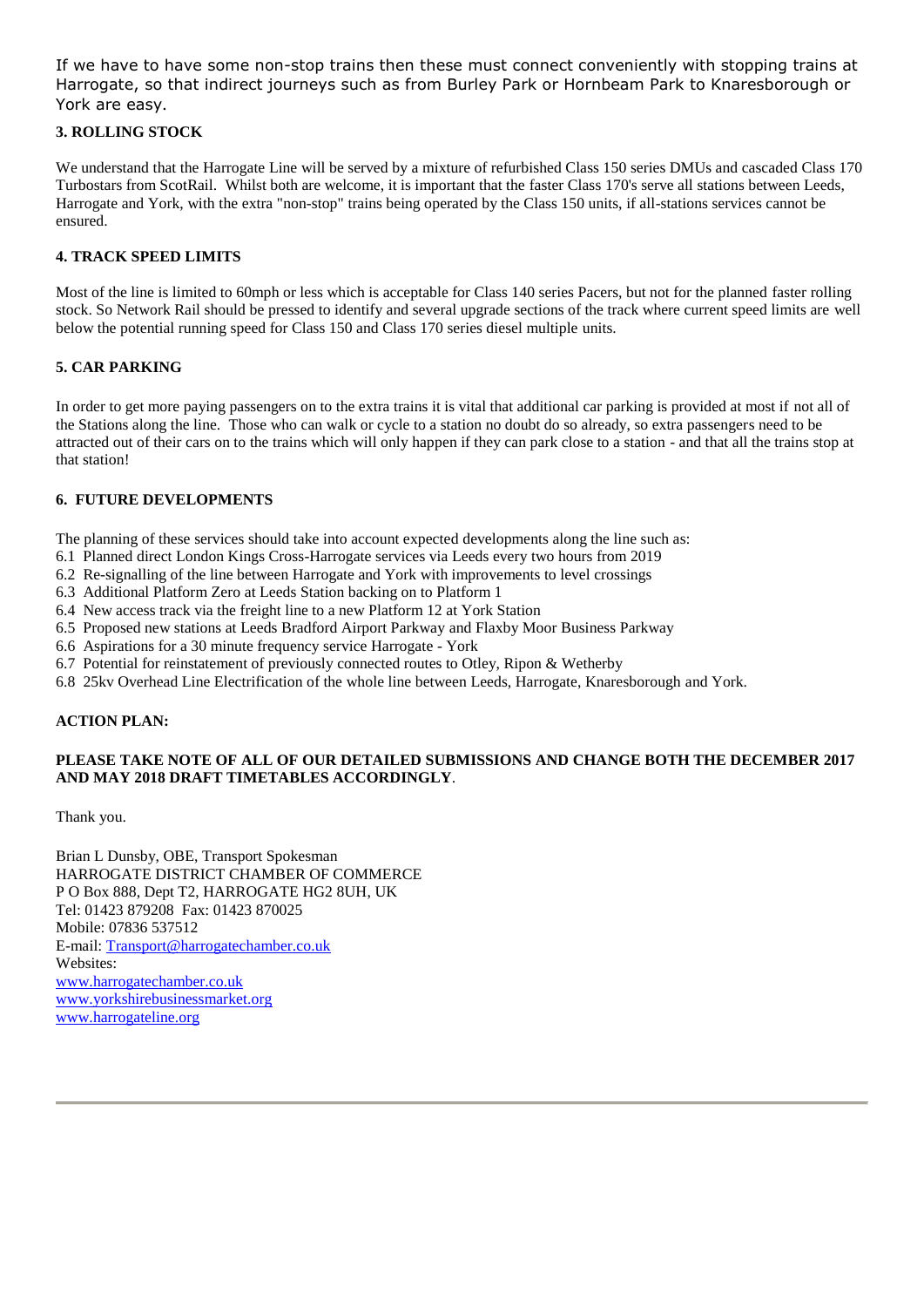If we have to have some non-stop trains then these must connect conveniently with stopping trains at Harrogate, so that indirect journeys such as from Burley Park or Hornbeam Park to Knaresborough or York are easy.

### 3. ROLLING STOCK

We understand that the Harrogate Line will be served by a mixture of refurbished Class 150 series DMUs and cascaded Class 170 Turbostars from ScotRail. Whilst both are welcome, it is important that the faster Class 170's serve all stations between Leeds, Harrogate and York, with the extra "non-stop" trains being operated by the Class 150 units, if all-stations services cannot be ensured.

### 4. TRACK SPEED LIMITS

Most of the line is limited to 60mph or less which is acceptable for Class 140 series Pacers, but not for the planned faster rolling stock. So Network Rail should be pressed to identify and several upgrade sections of the track where current speed limits are well below the potential running speed for Class 150 and Class 170 series diesel multiple units.

### 5. CAR PARKING

In order to get more paying passengers on to the extra trains it is vital that additional car parking is provided at most if not all of the Stations along the line. Those who can walk or cycle to a station no doubt do so already, so extra passengers need to be attracted out of their cars on to the trains which will only happen if they can park close to a station - and that all the trains stop at that station!

### 6. FUTURE DEVELOPMENTS

The planning of these services should take into account expected developments along the line such as:

6.1 Planned direct London Kings Cross-Harrogate services via Leeds every two hours from 2019
6.2 Re-signalling of the line between Harrogate and York with improvements to level crossings
6.3 Additional Platform Zero at Leeds Station backing on to Platform 1
6.4 New access track via the freight line to a new Platform 12 at York Station
6.5 Proposed new stations at Leeds Bradford Airport Parkway and Flaxby Moor Business Parkway
6.6 Aspirations for a 30 minute frequency service Harrogate - York
6.7 Potential for reinstatement of previously connected routes to Otley, Ripon & Wetherby
6.8 25kv Overhead Line Electrification of the whole line between Leeds, Harrogate, Knaresborough and York.

### ACTION PLAN:

**PLEASE TAKE NOTE OF ALL OF OUR DETAILED SUBMISSIONS AND CHANGE BOTH THE DECEMBER 2017 AND MAY 2018 DRAFT TIMETABLES ACCORDINGLY**.

Thank you.

Brian L Dunsby, OBE, Transport Spokesman
HARROGATE DISTRICT CHAMBER OF COMMERCE
P O Box 888, Dept T2, HARROGATE HG2 8UH, UK
Tel: 01423 879208 Fax: 01423 870025
Mobile: 07836 537512
E-mail: Transport@harrogatechamber.co.uk
Websites:
www.harrogatechamber.co.uk
www.yorkshirebusinessmarket.org
www.harrogateline.org